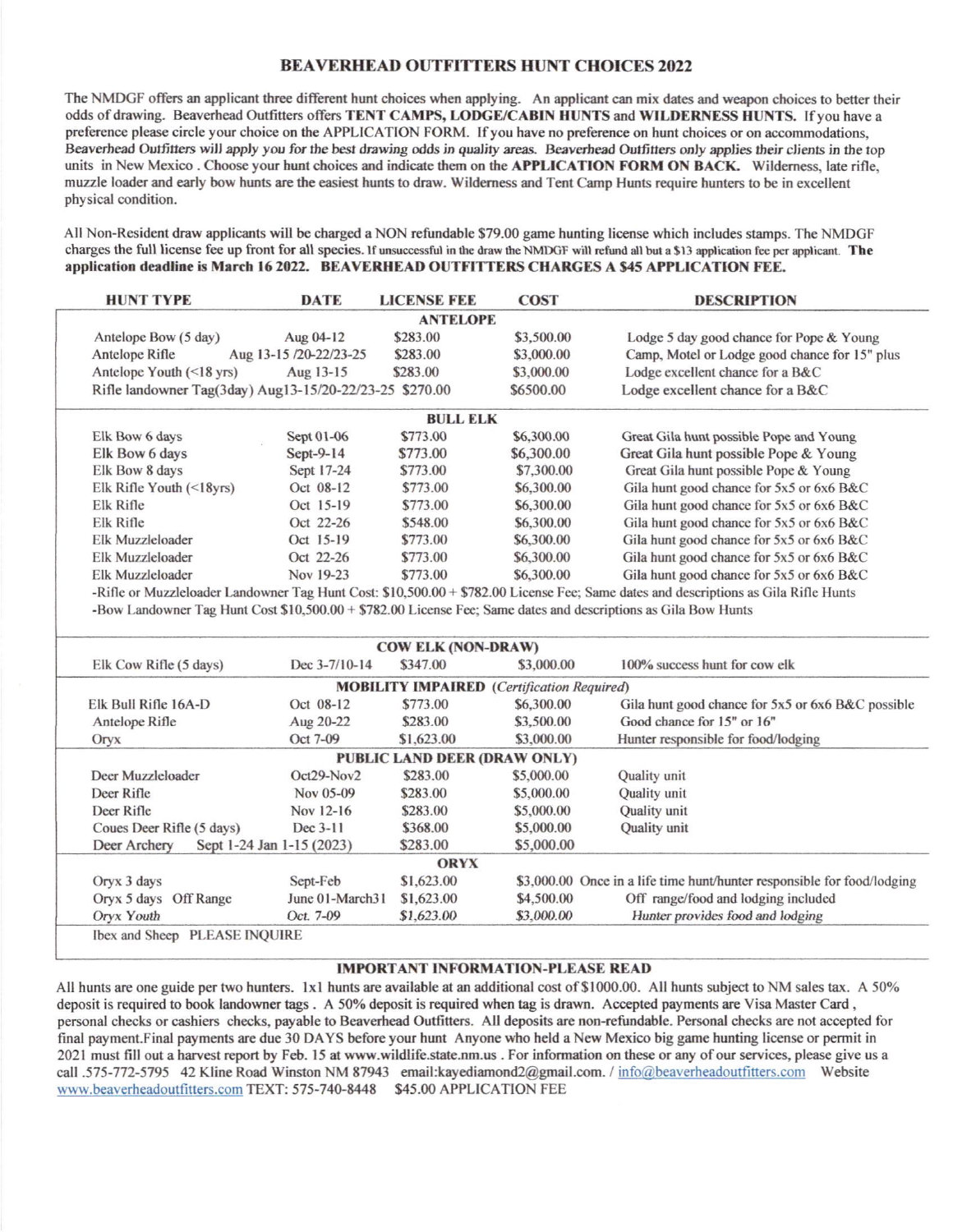# BEAVERHEAD OUTFITTERS HUNT CHOICES 2022

The NMDGF offers an applicant three different hunt choices when applying. An applicant can mix dates and weapon choices to better their odds of drawing. Beaverhead Outfitters offers **TENT CAMPS, LODGE/CABIN HUNTS** and **WILDERNESS HUNTS.** If you have a preference please circle your choice on the APPLICATION FORM. If you have no preference on hunt choices or on accommodations, *Beaverhead Outfitters will apply you for the best drawing odds in quality areas. Beaverhead Outfitters only applies their clients in the top units in New Mexico*. Choose your hunt choices and indicate them on the **APPLICATION FORM ON BACK.** Wilderness, late rifle, muzzle loader and early bow hunts are the easiest hunts to draw. Wilderness and Tent Camp Hunts require hunters to be in excellent physical condition.

All Non-Resident draw applicants will be charged a NON refundable $79.00 game hunting license which includes stamps. The NMDGF charges the full license fee up front for all species. If unsuccessful in the draw the NMDGF will refund all but a $13 application fee per applicant. **The application deadline is March 16 2022. BEAVERHEAD OUTFITTERS CHARGES A $45 APPLICATION FEE.**

| HUNT TYPE | DATE | LICENSE FEE | COST | DESCRIPTION |
|---|---|---|---|---|
| | | **ANTELOPE** | | |
| Antelope Bow (5 day) | Aug 04-12 | $283.00 | $3,500.00 | Lodge 5 day good chance for Pope & Young |
| Antelope Rifle | Aug 13-15 /20-22/23-25 | $283.00 | $3,000.00 | Camp, Motel or Lodge good chance for 15" plus |
| Antelope Youth (<18 yrs) | Aug 13-15 | $283.00 | $3,000.00 | Lodge excellent chance for a B&C |
| Rifle landowner Tag(3day) | Aug13-15/20-22/23-25 | $270.00 | $6500.00 | Lodge excellent chance for a B&C |
| | | **BULL ELK** | | |
| Elk Bow 6 days | Sept 01-06 | $773.00 | $6,300.00 | Great Gila hunt possible Pope and Young |
| Elk Bow 6 days | Sept-9-14 | $773.00 | $6,300.00 | Great Gila hunt possible Pope & Young |
| Elk Bow 8 days | Sept 17-24 | $773.00 | $7,300.00 | Great Gila hunt possible Pope & Young |
| Elk Rifle Youth (<18yrs) | Oct 08-12 | $773.00 | $6,300.00 | Gila hunt good chance for 5x5 or 6x6 B&C |
| Elk Rifle | Oct 15-19 | $773.00 | $6,300.00 | Gila hunt good chance for 5x5 or 6x6 B&C |
| Elk Rifle | Oct 22-26 | $548.00 | $6,300.00 | Gila hunt good chance for 5x5 or 6x6 B&C |
| Elk Muzzleloader | Oct 15-19 | $773.00 | $6,300.00 | Gila hunt good chance for 5x5 or 6x6 B&C |
| Elk Muzzleloader | Oct 22-26 | $773.00 | $6,300.00 | Gila hunt good chance for 5x5 or 6x6 B&C |
| Elk Muzzleloader | Nov 19-23 | $773.00 | $6,300.00 | Gila hunt good chance for 5x5 or 6x6 B&C |
| -Rifle or Muzzleloader Landowner Tag Hunt Cost: $10,500.00 + $782.00 License Fee; Same dates and descriptions as Gila Rifle Hunts | | | | |
| -Bow Landowner Tag Hunt Cost $10,500.00 + $782.00 License Fee; Same dates and descriptions as Gila Bow Hunts | | | | |
| | | **COW ELK (NON-DRAW)** | | |
| Elk Cow Rifle (5 days) | Dec 3-7/10-14 | $347.00 | $3,000.00 | 100% success hunt for cow elk |
| | | **MOBILITY IMPAIRED** *(Certification Required)* | | |
| Elk Bull Rifle 16A-D | Oct 08-12 | $773.00 | $6,300.00 | Gila hunt good chance for 5x5 or 6x6 B&C possible |
| Antelope Rifle | Aug 20-22 | $283.00 | $3,500.00 | Good chance for 15" or 16" |
| Oryx | Oct 7-09 | $1,623.00 | $3,000.00 | Hunter responsible for food/lodging |
| | | **PUBLIC LAND DEER (DRAW ONLY)** | | |
| Deer Muzzleloader | Oct29-Nov2 | $283.00 | $5,000.00 | Quality unit |
| Deer Rifle | Nov 05-09 | $283.00 | $5,000.00 | Quality unit |
| Deer Rifle | Nov 12-16 | $283.00 | $5,000.00 | Quality unit |
| Coues Deer Rifle (5 days) | Dec 3-11 | $368.00 | $5,000.00 | Quality unit |
| Deer Archery | Sept 1-24 Jan 1-15 (2023) | $283.00 | $5,000.00 | |
| | | **ORYX** | | |
| Oryx 3 days | Sept-Feb | $1,623.00 | $3,000.00 | Once in a life time hunt/hunter responsible for food/lodging |
| Oryx 5 days Off Range | June 01-March31 | $1,623.00 | $4,500.00 | Off range/food and lodging included |
| *Oryx Youth* | *Oct. 7-09* | *$1,623.00* | *$3,000.00* | *Hunter provides food and lodging* |
| Ibex and Sheep PLEASE INQUIRE | | | | |

## IMPORTANT INFORMATION-PLEASE READ

All hunts are one guide per two hunters. 1x1 hunts are available at an additional cost of $1000.00. All hunts subject to NM sales tax. A 50% deposit is required to book landowner tags. A 50% deposit is required when tag is drawn. Accepted payments are Visa Master Card, personal checks or cashiers checks, payable to Beaverhead Outfitters. All deposits are non-refundable. Personal checks are not accepted for final payment.Final payments are due 30 DAYS before your hunt Anyone who held a New Mexico big game hunting license or permit in 2021 must fill out a harvest report by Feb. 15 at www.wildlife.state.nm.us . For information on these or any of our services, please give us a call .575-772-5795 42 Kline Road Winston NM 87943 email:kayediamond2@gmail.com. / info@beaverheadoutfitters.com Website www.beaverheadoutfitters.com TEXT: 575-740-8448 $45.00 APPLICATION FEE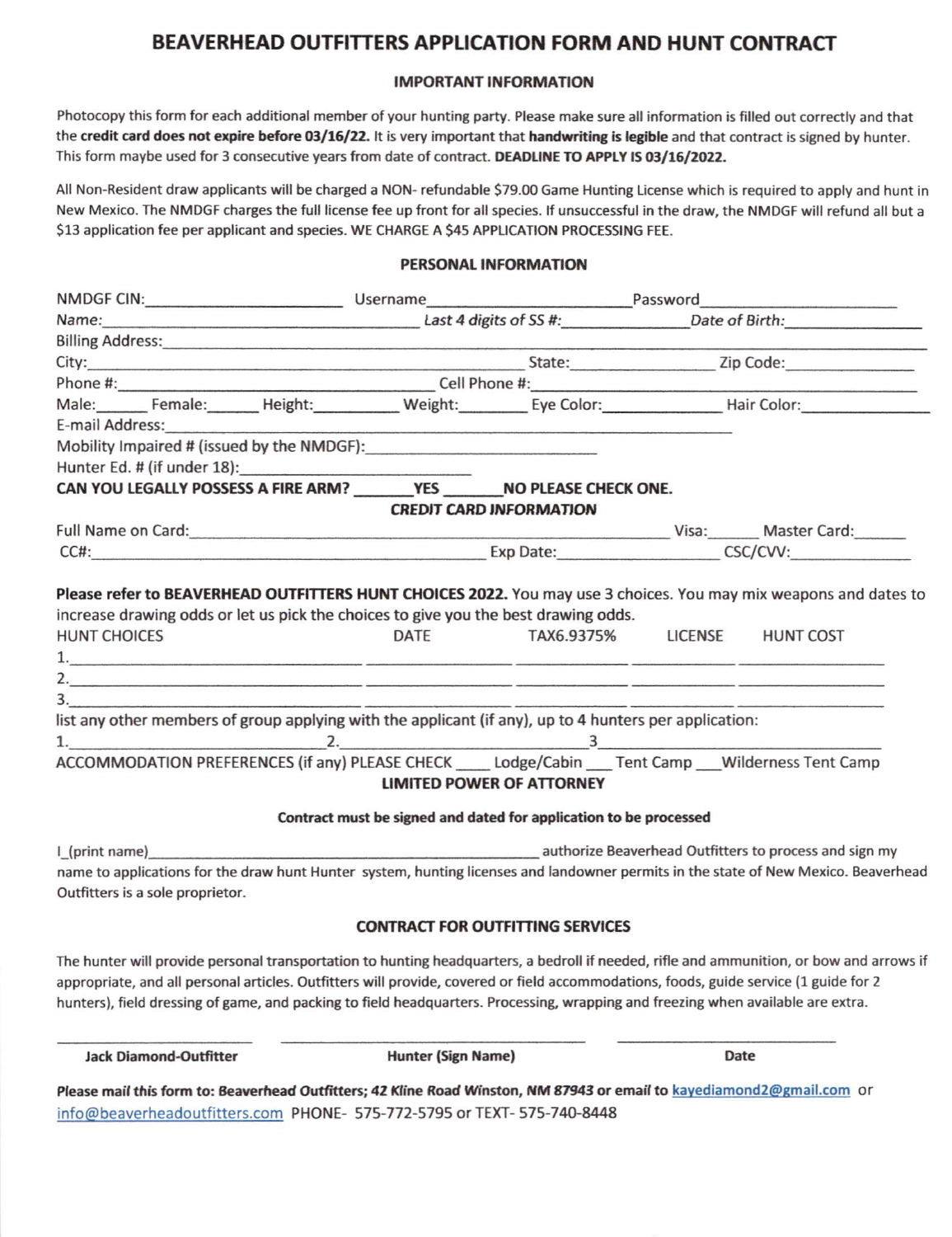# BEAVERHEAD OUTFITTERS APPLICATION FORM AND HUNT CONTRACT

## IMPORTANT INFORMATION

Photocopy this form for each additional member of your hunting party. Please make sure all information is filled out correctly and that the **credit card does not expire before 03/16/22.** It is very important that **handwriting is legible** and that contract is signed by hunter. This form maybe used for 3 consecutive years from date of contract. **DEADLINE TO APPLY IS 03/16/2022.**

All Non-Resident draw applicants will be charged a NON- refundable $79.00 Game Hunting License which is required to apply and hunt in New Mexico. The NMDGF charges the full license fee up front for all species. If unsuccessful in the draw, the NMDGF will refund all but a $13 application fee per applicant and species. WE CHARGE A $45 APPLICATION PROCESSING FEE.

## PERSONAL INFORMATION

NMDGF CIN:______________________ Username__________________________ Password______________________

Name:________________________________________ *Last 4 digits of SS #:*________________ *Date of Birth:*________________

Billing Address:______________________________________________________________________________________

City:________________________________________________________ State:________________ Zip Code:______________

Phone #:____________________________________________ Cell Phone #:______________________________________

Male:______ Female:______ Height:__________ Weight:________ Eye Color:______________ Hair Color:______________

E-mail Address:______________________________________________________________________

Mobility Impaired # (issued by the NMDGF):____________________________

Hunter Ed. # (if under 18):____________________________

**CAN YOU LEGALLY POSSESS A FIRE ARM? _______YES _______NO PLEASE CHECK ONE.**

## CREDIT CARD INFORMATION

Full Name on Card:_____________________________________________________________ Visa:______ Master Card:______

CC#:___________________________________________________ Exp Date:____________________ CSC/CVV:______________

**Please refer to BEAVERHEAD OUTFITTERS HUNT CHOICES 2022.** You may use 3 choices. You may mix weapons and dates to increase drawing odds or let us pick the choices to give you the best drawing odds.

| HUNT CHOICES | DATE | TAX6.9375% | LICENSE | HUNT COST |
|---|---|---|---|---|
| 1. | | | | |
| 2. | | | | |
| 3. | | | | |

list any other members of group applying with the applicant (if any), up to 4 hunters per application:

1.____________________________ 2.____________________________ 3____________________________

ACCOMMODATION PREFERENCES (if any) PLEASE CHECK ____ Lodge/Cabin ___ Tent Camp ___Wilderness Tent Camp

## LIMITED POWER OF ATTORNEY

**Contract must be signed and dated for application to be processed**

I_(print name)_____________________________________________ authorize Beaverhead Outfitters to process and sign my name to applications for the draw hunt Hunter system, hunting licenses and landowner permits in the state of New Mexico. Beaverhead Outfitters is a sole proprietor.

## CONTRACT FOR OUTFITTING SERVICES

The hunter will provide personal transportation to hunting headquarters, a bedroll if needed, rifle and ammunition, or bow and arrows if appropriate, and all personal articles. Outfitters will provide, covered or field accommodations, foods, guide service (1 guide for 2 hunters), field dressing of game, and packing to field headquarters. Processing, wrapping and freezing when available are extra.

_________________________ _________________________ _________________________

**Jack Diamond-Outfitter** **Hunter (Sign Name)** **Date**

***Please mail this form to: Beaverhead Outfitters; 42 Kline Road Winston, NM 87943 or email to*** kayediamond2@gmail.com or info@beaverheadoutfitters.com PHONE- 575-772-5795 or TEXT- 575-740-8448